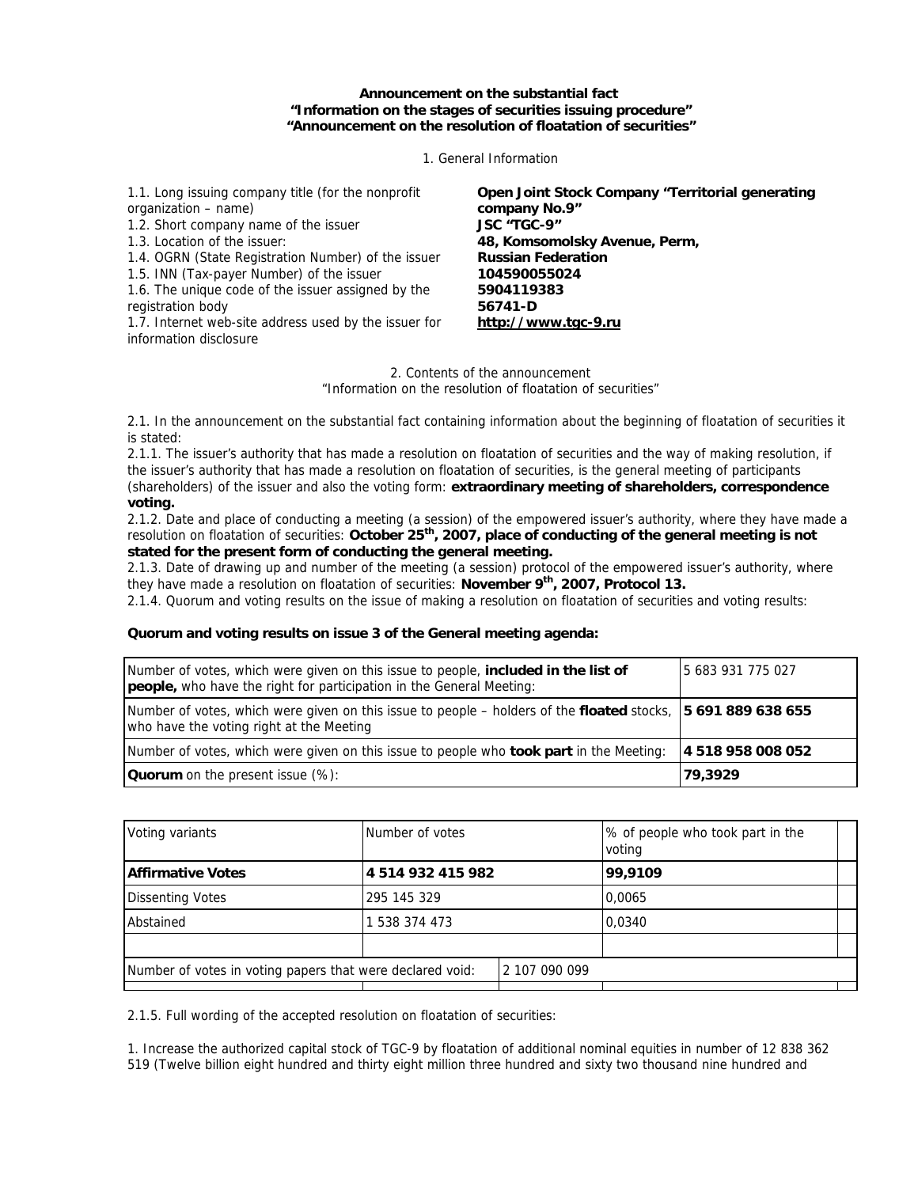**Announcement on the substantial fact**
**"Information on the stages of securities issuing procedure"**
**"Announcement on the resolution of floatation of securities"**

1. General Information

| | |
|---|---|
| 1.1. Long issuing company title (for the nonprofit organization – name) | **Open Joint Stock Company "Territorial generating company No.9"** |
| 1.2. Short company name of the issuer | **JSC "TGC-9"** |
| 1.3. Location of the issuer: | **48, Komsomolsky Avenue, Perm, Russian Federation** |
| 1.4. OGRN (State Registration Number) of the issuer | **104590055024** |
| 1.5. INN (Tax-payer Number) of the issuer | **5904119383** |
| 1.6. The unique code of the issuer assigned by the registration body | **56741-D** |
| 1.7. Internet web-site address used by the issuer for information disclosure | **http://www.tgc-9.ru** |

2. Contents of the announcement
"Information on the resolution of floatation of securities"

2.1. In the announcement on the substantial fact containing information about the beginning of floatation of securities it is stated:
2.1.1. The issuer's authority that has made a resolution on floatation of securities and the way of making resolution, if the issuer's authority that has made a resolution on floatation of securities, is the general meeting of participants (shareholders) of the issuer and also the voting form: **extraordinary meeting of shareholders, correspondence voting.**
2.1.2. Date and place of conducting a meeting (a session) of the empowered issuer's authority, where they have made a resolution on floatation of securities: **October 25th, 2007, place of conducting of the general meeting is not stated for the present form of conducting the general meeting.**
2.1.3. Date of drawing up and number of the meeting (a session) protocol of the empowered issuer's authority, where they have made a resolution on floatation of securities: **November 9th, 2007, Protocol 13.**
2.1.4. Quorum and voting results on the issue of making a resolution on floatation of securities and voting results:

**Quorum and voting results on issue 3 of the General meeting agenda:**

| | |
|---|---|
| Number of votes, which were given on this issue to people, **included in the list of people,** who have the right for participation in the General Meeting: | 5 683 931 775 027 |
| Number of votes, which were given on this issue to people – holders of the **floated** stocks, who have the voting right at the Meeting | **5 691 889 638 655** |
| Number of votes, which were given on this issue to people who **took part** in the Meeting: | **4 518 958 008 052** |
| **Quorum** on the present issue (%): | **79,3929** |

| Voting variants | Number of votes | | % of people who took part in the voting | |
|---|---|---|---|---|
| **Affirmative Votes** | **4 514 932 415 982** | | **99,9109** | |
| Dissenting Votes | 295 145 329 | | 0,0065 | |
| Abstained | 1 538 374 473 | | 0,0340 | |
| | | | | |
| Number of votes in voting papers that were declared void: | | 2 107 090 099 | | |

2.1.5. Full wording of the accepted resolution on floatation of securities:

1. Increase the authorized capital stock of TGC-9 by floatation of additional nominal equities in number of 12 838 362 519 (Twelve billion eight hundred and thirty eight million three hundred and sixty two thousand nine hundred and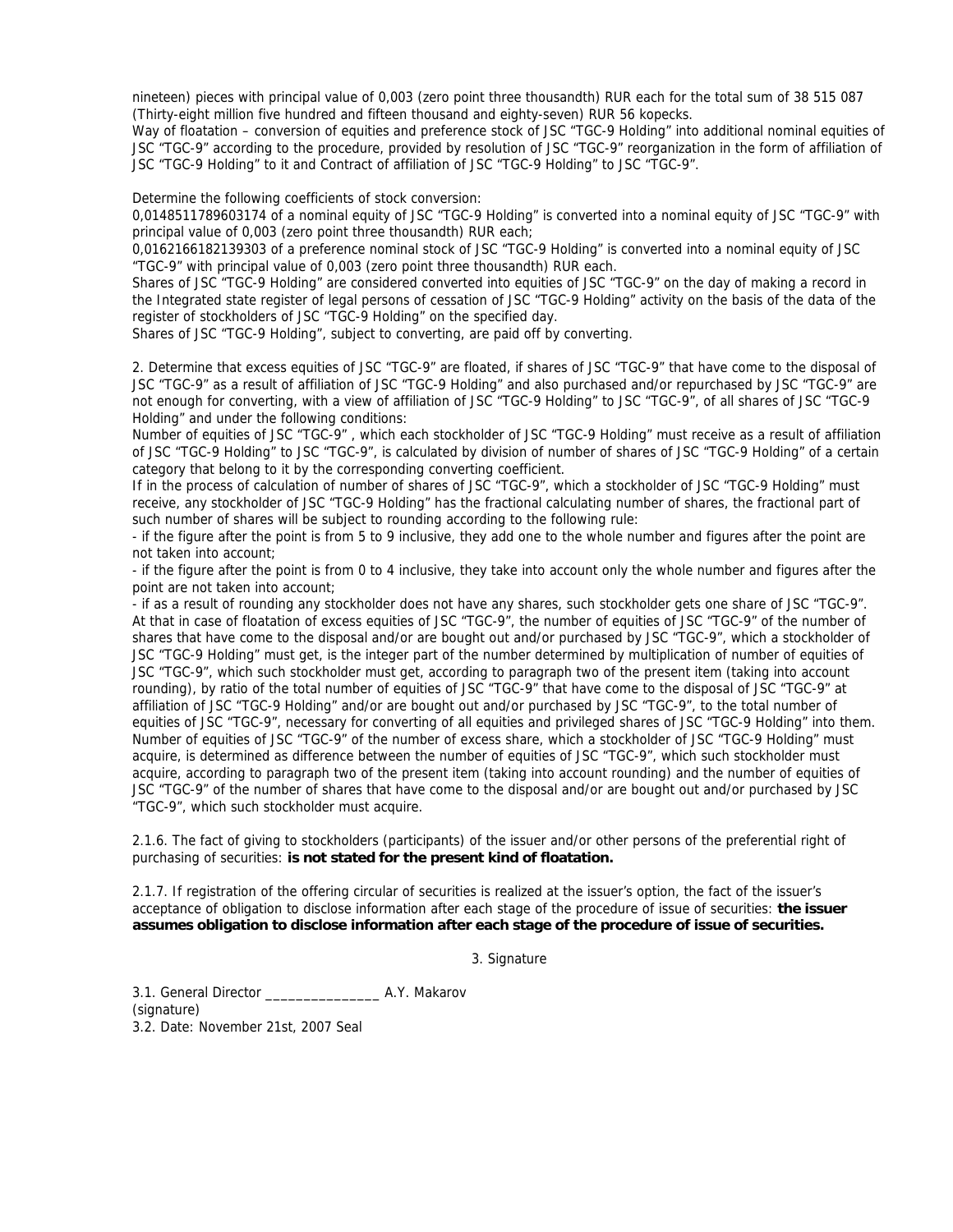nineteen) pieces with principal value of 0,003 (zero point three thousandth) RUR each for the total sum of 38 515 087 (Thirty-eight million five hundred and fifteen thousand and eighty-seven) RUR 56 kopecks.
Way of floatation – conversion of equities and preference stock of JSC "TGC-9 Holding" into additional nominal equities of JSC "TGC-9" according to the procedure, provided by resolution of JSC "TGC-9" reorganization in the form of affiliation of JSC "TGC-9 Holding" to it and Contract of affiliation of JSC "TGC-9 Holding" to JSC "TGC-9".

Determine the following coefficients of stock conversion:
0,0148511789603174 of a nominal equity of JSC "TGC-9 Holding" is converted into a nominal equity of JSC "TGC-9" with principal value of 0,003 (zero point three thousandth) RUR each;
0,0162166182139303 of a preference nominal stock of JSC "TGC-9 Holding" is converted into a nominal equity of JSC "TGC-9" with principal value of 0,003 (zero point three thousandth) RUR each.
Shares of JSC "TGC-9 Holding" are considered converted into equities of JSC "TGC-9" on the day of making a record in the Integrated state register of legal persons of cessation of JSC "TGC-9 Holding" activity on the basis of the data of the register of stockholders of JSC "TGC-9 Holding" on the specified day.
Shares of JSC "TGC-9 Holding", subject to converting, are paid off by converting.

2. Determine that excess equities of JSC "TGC-9" are floated, if shares of JSC "TGC-9" that have come to the disposal of JSC "TGC-9" as a result of affiliation of JSC "TGC-9 Holding" and also purchased and/or repurchased by JSC "TGC-9" are not enough for converting, with a view of affiliation of JSC "TGC-9 Holding" to JSC "TGC-9", of all shares of JSC "TGC-9 Holding" and under the following conditions:
Number of equities of JSC "TGC-9" , which each stockholder of JSC "TGC-9 Holding" must receive as a result of affiliation of JSC "TGC-9 Holding" to JSC "TGC-9", is calculated by division of number of shares of JSC "TGC-9 Holding" of a certain category that belong to it by the corresponding converting coefficient.
If in the process of calculation of number of shares of JSC "TGC-9", which a stockholder of JSC "TGC-9 Holding" must receive, any stockholder of JSC "TGC-9 Holding" has the fractional calculating number of shares, the fractional part of such number of shares will be subject to rounding according to the following rule:
- if the figure after the point is from 5 to 9 inclusive, they add one to the whole number and figures after the point are not taken into account;
- if the figure after the point is from 0 to 4 inclusive, they take into account only the whole number and figures after the point are not taken into account;
- if as a result of rounding any stockholder does not have any shares, such stockholder gets one share of JSC "TGC-9".
At that in case of floatation of excess equities of JSC "TGC-9", the number of equities of JSC "TGC-9" of the number of shares that have come to the disposal and/or are bought out and/or purchased by JSC "TGC-9", which a stockholder of JSC "TGC-9 Holding" must get, is the integer part of the number determined by multiplication of number of equities of JSC "TGC-9", which such stockholder must get, according to paragraph two of the present item (taking into account rounding), by ratio of the total number of equities of JSC "TGC-9" that have come to the disposal of JSC "TGC-9" at affiliation of JSC "TGC-9 Holding" and/or are bought out and/or purchased by JSC "TGC-9", to the total number of equities of JSC "TGC-9", necessary for converting of all equities and privileged shares of JSC "TGC-9 Holding" into them.
Number of equities of JSC "TGC-9" of the number of excess share, which a stockholder of JSC "TGC-9 Holding" must acquire, is determined as difference between the number of equities of JSC "TGC-9", which such stockholder must acquire, according to paragraph two of the present item (taking into account rounding) and the number of equities of JSC "TGC-9" of the number of shares that have come to the disposal and/or are bought out and/or purchased by JSC "TGC-9", which such stockholder must acquire.

2.1.6. The fact of giving to stockholders (participants) of the issuer and/or other persons of the preferential right of purchasing of securities: **is not stated for the present kind of floatation.**

2.1.7. If registration of the offering circular of securities is realized at the issuer's option, the fact of the issuer's acceptance of obligation to disclose information after each stage of the procedure of issue of securities: **the issuer assumes obligation to disclose information after each stage of the procedure of issue of securities.**

3. Signature

3.1. General Director _______________ A.Y. Makarov
(signature)
3.2. Date: November 21st, 2007 Seal